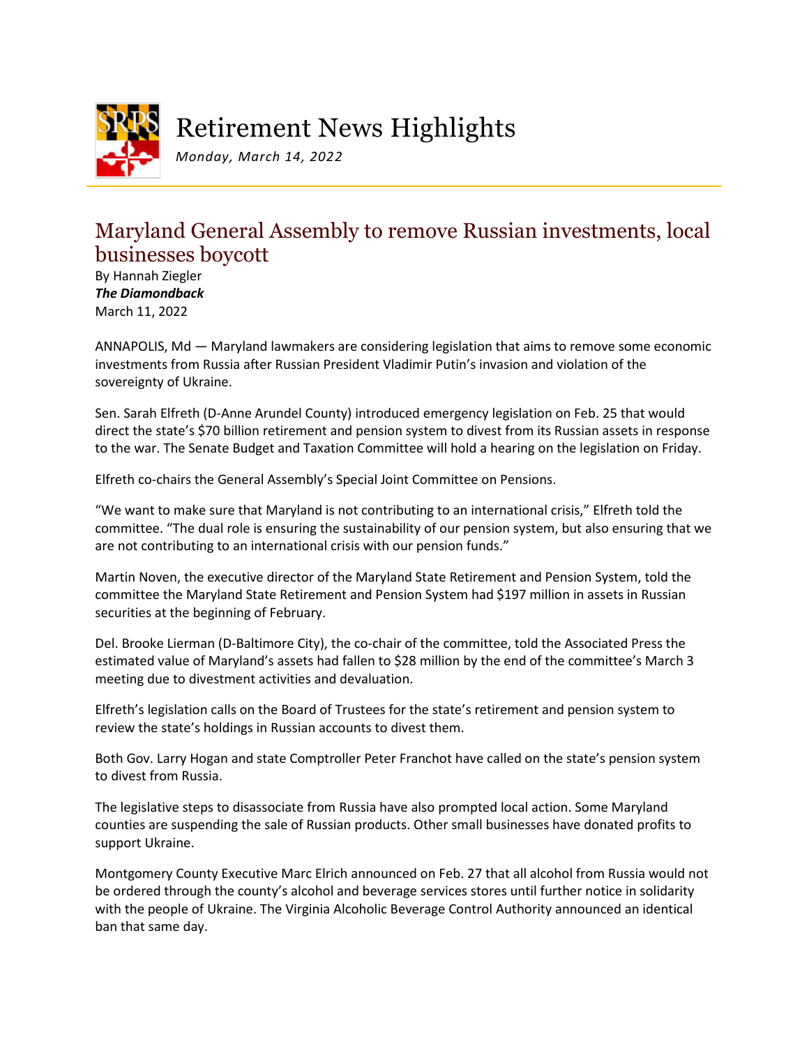# Retirement News Highlights

*Monday, March 14, 2022*

## Maryland General Assembly to remove Russian investments, local businesses boycott

By Hannah Ziegler
***The Diamondback***
March 11, 2022

ANNAPOLIS, Md — Maryland lawmakers are considering legislation that aims to remove some economic investments from Russia after Russian President Vladimir Putin's invasion and violation of the sovereignty of Ukraine.

Sen. Sarah Elfreth (D-Anne Arundel County) introduced emergency legislation on Feb. 25 that would direct the state's $70 billion retirement and pension system to divest from its Russian assets in response to the war. The Senate Budget and Taxation Committee will hold a hearing on the legislation on Friday.

Elfreth co-chairs the General Assembly's Special Joint Committee on Pensions.

"We want to make sure that Maryland is not contributing to an international crisis," Elfreth told the committee. "The dual role is ensuring the sustainability of our pension system, but also ensuring that we are not contributing to an international crisis with our pension funds."

Martin Noven, the executive director of the Maryland State Retirement and Pension System, told the committee the Maryland State Retirement and Pension System had $197 million in assets in Russian securities at the beginning of February.

Del. Brooke Lierman (D-Baltimore City), the co-chair of the committee, told the Associated Press the estimated value of Maryland's assets had fallen to $28 million by the end of the committee's March 3 meeting due to divestment activities and devaluation.

Elfreth's legislation calls on the Board of Trustees for the state's retirement and pension system to review the state's holdings in Russian accounts to divest them.

Both Gov. Larry Hogan and state Comptroller Peter Franchot have called on the state's pension system to divest from Russia.

The legislative steps to disassociate from Russia have also prompted local action. Some Maryland counties are suspending the sale of Russian products. Other small businesses have donated profits to support Ukraine.

Montgomery County Executive Marc Elrich announced on Feb. 27 that all alcohol from Russia would not be ordered through the county's alcohol and beverage services stores until further notice in solidarity with the people of Ukraine. The Virginia Alcoholic Beverage Control Authority announced an identical ban that same day.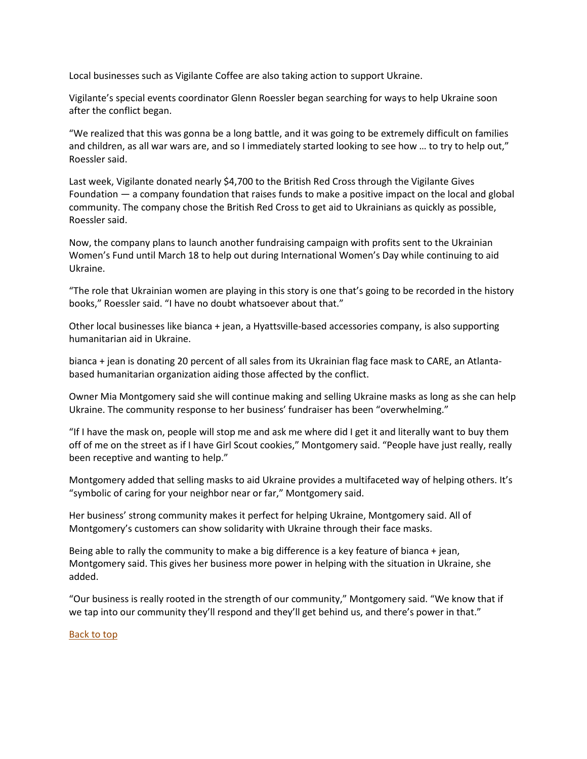Local businesses such as Vigilante Coffee are also taking action to support Ukraine.

Vigilante's special events coordinator Glenn Roessler began searching for ways to help Ukraine soon after the conflict began.

"We realized that this was gonna be a long battle, and it was going to be extremely difficult on families and children, as all war wars are, and so I immediately started looking to see how … to try to help out," Roessler said.

Last week, Vigilante donated nearly $4,700 to the British Red Cross through the Vigilante Gives Foundation — a company foundation that raises funds to make a positive impact on the local and global community. The company chose the British Red Cross to get aid to Ukrainians as quickly as possible, Roessler said.

Now, the company plans to launch another fundraising campaign with profits sent to the Ukrainian Women's Fund until March 18 to help out during International Women's Day while continuing to aid Ukraine.

"The role that Ukrainian women are playing in this story is one that's going to be recorded in the history books," Roessler said. "I have no doubt whatsoever about that."

Other local businesses like bianca + jean, a Hyattsville-based accessories company, is also supporting humanitarian aid in Ukraine.

bianca + jean is donating 20 percent of all sales from its Ukrainian flag face mask to CARE, an Atlanta-based humanitarian organization aiding those affected by the conflict.

Owner Mia Montgomery said she will continue making and selling Ukraine masks as long as she can help Ukraine. The community response to her business' fundraiser has been "overwhelming."

"If I have the mask on, people will stop me and ask me where did I get it and literally want to buy them off of me on the street as if I have Girl Scout cookies," Montgomery said. "People have just really, really been receptive and wanting to help."

Montgomery added that selling masks to aid Ukraine provides a multifaceted way of helping others. It's "symbolic of caring for your neighbor near or far," Montgomery said.

Her business' strong community makes it perfect for helping Ukraine, Montgomery said. All of Montgomery's customers can show solidarity with Ukraine through their face masks.

Being able to rally the community to make a big difference is a key feature of bianca + jean, Montgomery said. This gives her business more power in helping with the situation in Ukraine, she added.

"Our business is really rooted in the strength of our community," Montgomery said. "We know that if we tap into our community they'll respond and they'll get behind us, and there's power in that."

Back to top